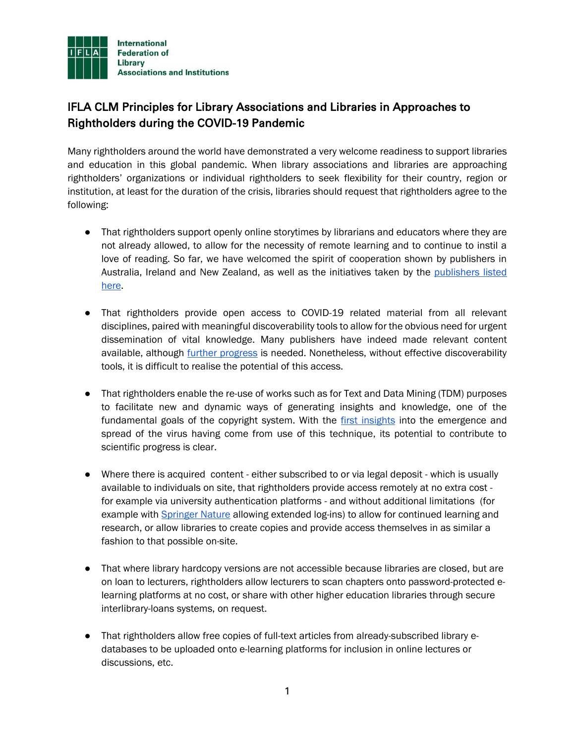International Federation of Library Associations and Institutions

## IFLA CLM Principles for Library Associations and Libraries in Approaches to Rightholders during the COVID-19 Pandemic

Many rightholders around the world have demonstrated a very welcome readiness to support libraries and education in this global pandemic. When library associations and libraries are approaching rightholders' organizations or individual rightholders to seek flexibility for their country, region or institution, at least for the duration of the crisis, libraries should request that rightholders agree to the following:

- That rightholders support openly online storytimes by librarians and educators where they are not already allowed, to allow for the necessity of remote learning and to continue to instil a love of reading. So far, we have welcomed the spirit of cooperation shown by publishers in Australia, Ireland and New Zealand, as well as the initiatives taken by the publishers listed here.

- That rightholders provide open access to COVID-19 related material from all relevant disciplines, paired with meaningful discoverability tools to allow for the obvious need for urgent dissemination of vital knowledge. Many publishers have indeed made relevant content available, although further progress is needed. Nonetheless, without effective discoverability tools, it is difficult to realise the potential of this access.

- That rightholders enable the re-use of works such as for Text and Data Mining (TDM) purposes to facilitate new and dynamic ways of generating insights and knowledge, one of the fundamental goals of the copyright system. With the first insights into the emergence and spread of the virus having come from use of this technique, its potential to contribute to scientific progress is clear.

- Where there is acquired content - either subscribed to or via legal deposit - which is usually available to individuals on site, that rightholders provide access remotely at no extra cost - for example via university authentication platforms - and without additional limitations (for example with Springer Nature allowing extended log-ins) to allow for continued learning and research, or allow libraries to create copies and provide access themselves in as similar a fashion to that possible on-site.

- That where library hardcopy versions are not accessible because libraries are closed, but are on loan to lecturers, rightholders allow lecturers to scan chapters onto password-protected e-learning platforms at no cost, or share with other higher education libraries through secure interlibrary-loans systems, on request.

- That rightholders allow free copies of full-text articles from already-subscribed library e-databases to be uploaded onto e-learning platforms for inclusion in online lectures or discussions, etc.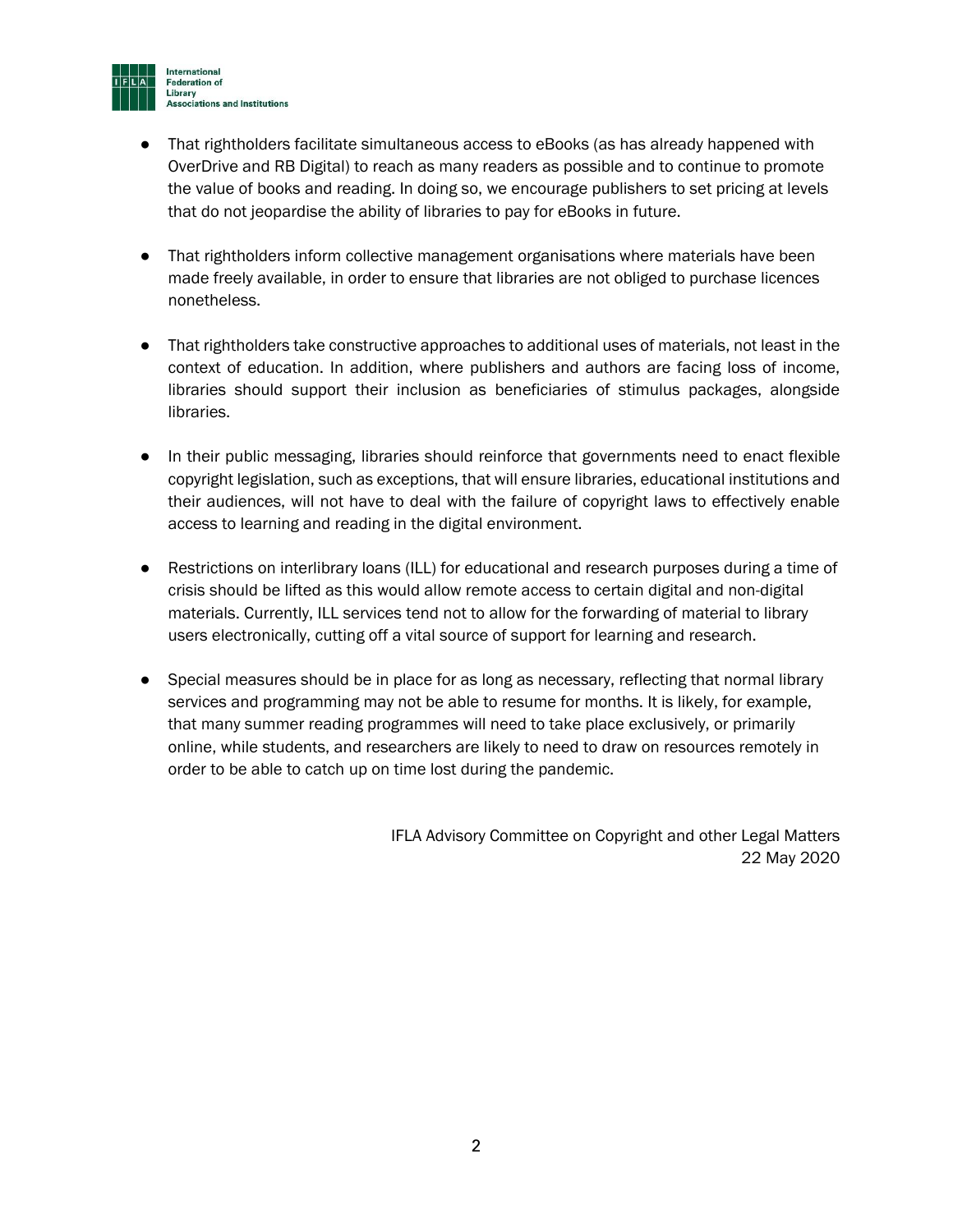- That rightholders facilitate simultaneous access to eBooks (as has already happened with OverDrive and RB Digital) to reach as many readers as possible and to continue to promote the value of books and reading. In doing so, we encourage publishers to set pricing at levels that do not jeopardise the ability of libraries to pay for eBooks in future.

- That rightholders inform collective management organisations where materials have been made freely available, in order to ensure that libraries are not obliged to purchase licences nonetheless.

- That rightholders take constructive approaches to additional uses of materials, not least in the context of education. In addition, where publishers and authors are facing loss of income, libraries should support their inclusion as beneficiaries of stimulus packages, alongside libraries.

- In their public messaging, libraries should reinforce that governments need to enact flexible copyright legislation, such as exceptions, that will ensure libraries, educational institutions and their audiences, will not have to deal with the failure of copyright laws to effectively enable access to learning and reading in the digital environment.

- Restrictions on interlibrary loans (ILL) for educational and research purposes during a time of crisis should be lifted as this would allow remote access to certain digital and non-digital materials. Currently, ILL services tend not to allow for the forwarding of material to library users electronically, cutting off a vital source of support for learning and research.

- Special measures should be in place for as long as necessary, reflecting that normal library services and programming may not be able to resume for months. It is likely, for example, that many summer reading programmes will need to take place exclusively, or primarily online, while students, and researchers are likely to need to draw on resources remotely in order to be able to catch up on time lost during the pandemic.

IFLA Advisory Committee on Copyright and other Legal Matters
22 May 2020